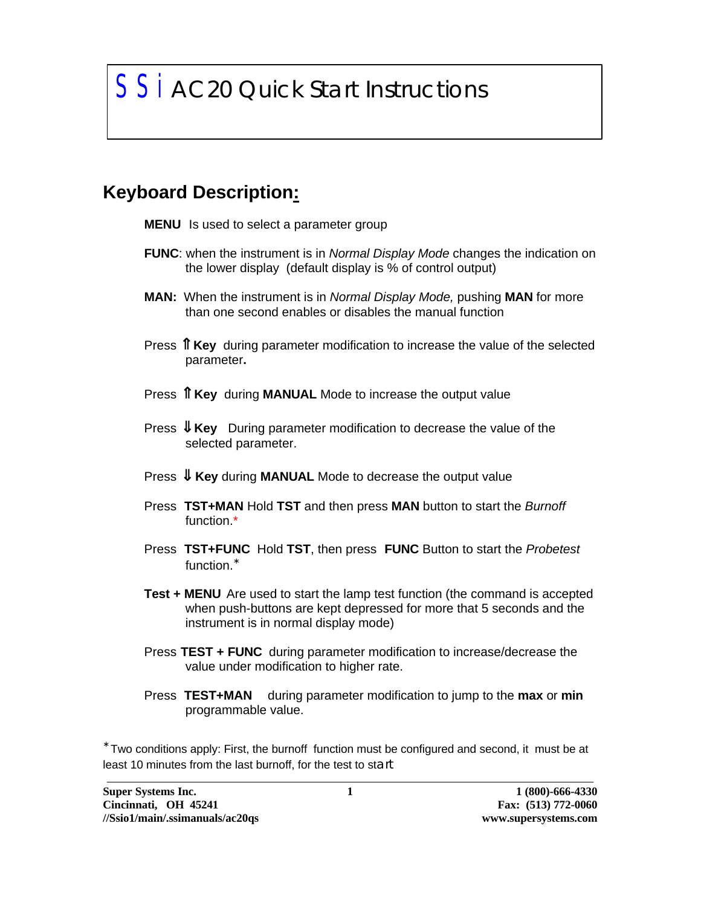# SSi AC20 Quick Start Instructions

## Keyboard Description:

**MENU** Is used to select a parameter group

**FUNC**: when the instrument is in *Normal Display Mode* changes the indication on the lower display (default display is % of control output)

**MAN:** When the instrument is in *Normal Display Mode,* pushing **MAN** for more than one second enables or disables the manual function

Press ⇑ **Key** during parameter modification to increase the value of the selected parameter**.**

Press ⇑ **Key** during **MANUAL** Mode to increase the output value

Press ⇓ **Key** During parameter modification to decrease the value of the selected parameter.

Press ⇓ **Key** during **MANUAL** Mode to decrease the output value

Press **TST+MAN** Hold **TST** and then press **MAN** button to start the *Burnoff* function.*

Press **TST+FUNC** Hold **TST**, then press **FUNC** Button to start the *Probetest* function.*

**Test + MENU** Are used to start the lamp test function (the command is accepted when push-buttons are kept depressed for more that 5 seconds and the instrument is in normal display mode)

Press **TEST + FUNC** during parameter modification to increase/decrease the value under modification to higher rate.

Press **TEST+MAN** during parameter modification to jump to the **max** or **min** programmable value.

*Two conditions apply: First, the burnoff function must be configured and second, it must be at least 10 minutes from the last burnoff, for the test to start

**Super Systems Inc.**
**Cincinnati, OH 45241**
**//Ssio1/main/.ssimanuals/ac20qs**

**1 (800)-666-4330**
**Fax: (513) 772-0060**
**www.supersystems.com**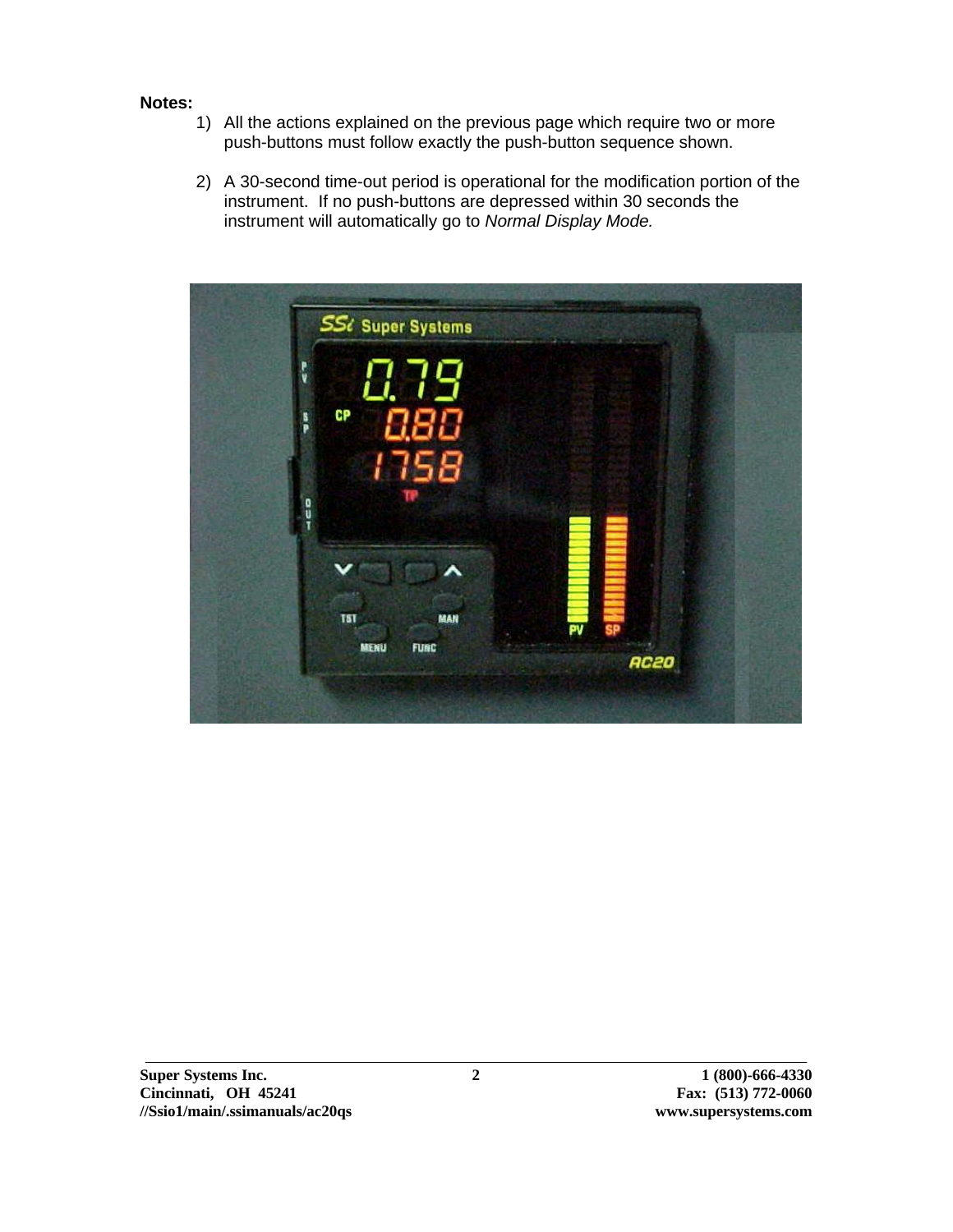**Notes:**

1) All the actions explained on the previous page which require two or more push-buttons must follow exactly the push-button sequence shown.

2) A 30-second time-out period is operational for the modification portion of the instrument. If no push-buttons are depressed within 30 seconds the instrument will automatically go to *Normal Display Mode.*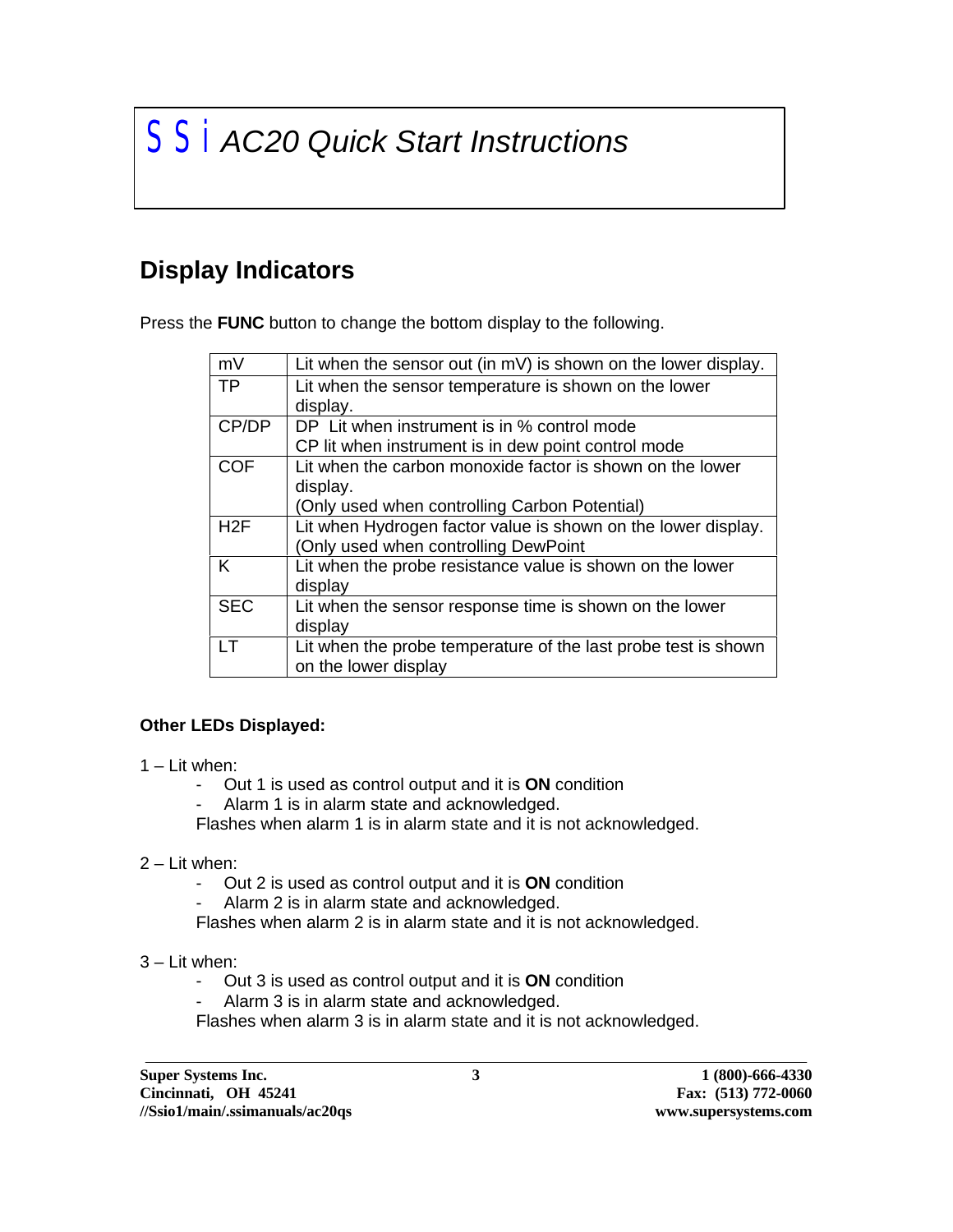# SSi AC20 Quick Start Instructions

## Display Indicators

Press the **FUNC** button to change the bottom display to the following.

| | |
|---|---|
| mV | Lit when the sensor out (in mV) is shown on the lower display. |
| TP | Lit when the sensor temperature is shown on the lower display. |
| CP/DP | DP Lit when instrument is in % control mode<br>CP lit when instrument is in dew point control mode |
| COF | Lit when the carbon monoxide factor is shown on the lower display.<br>(Only used when controlling Carbon Potential) |
| H2F | Lit when Hydrogen factor value is shown on the lower display.<br>(Only used when controlling DewPoint |
| K | Lit when the probe resistance value is shown on the lower display |
| SEC | Lit when the sensor response time is shown on the lower display |
| LT | Lit when the probe temperature of the last probe test is shown on the lower display |

**Other LEDs Displayed:**

1 – Lit when:

- Out 1 is used as control output and it is **ON** condition
- Alarm 1 is in alarm state and acknowledged.

Flashes when alarm 1 is in alarm state and it is not acknowledged.

2 – Lit when:

- Out 2 is used as control output and it is **ON** condition
- Alarm 2 is in alarm state and acknowledged.

Flashes when alarm 2 is in alarm state and it is not acknowledged.

3 – Lit when:

- Out 3 is used as control output and it is **ON** condition
- Alarm 3 is in alarm state and acknowledged.

Flashes when alarm 3 is in alarm state and it is not acknowledged.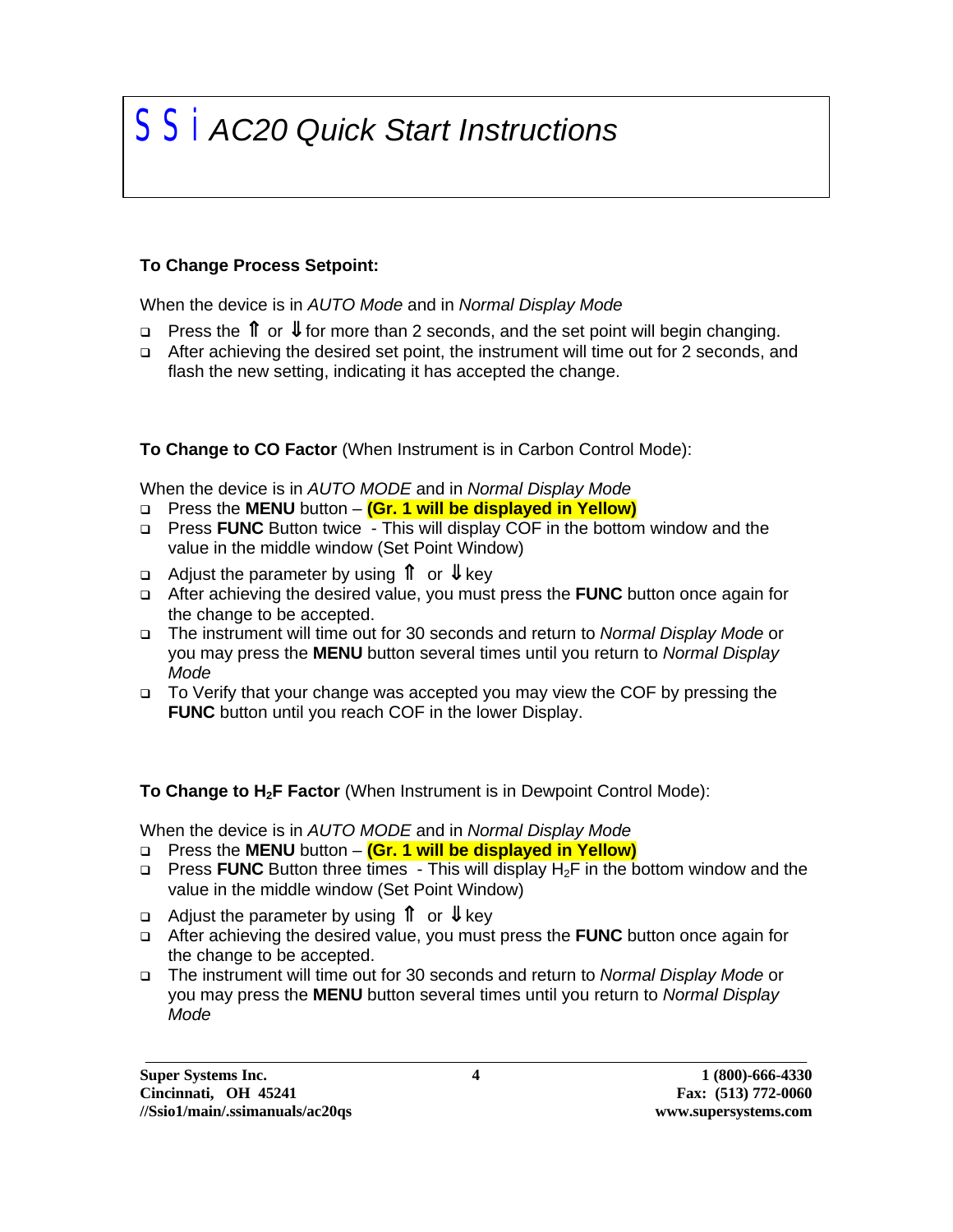# SSi AC20 Quick Start Instructions

**To Change Process Setpoint:**

When the device is in *AUTO Mode* and in *Normal Display Mode*

- Press the ⇑ or ⇓ for more than 2 seconds, and the set point will begin changing.
- After achieving the desired set point, the instrument will time out for 2 seconds, and flash the new setting, indicating it has accepted the change.

**To Change to CO Factor** (When Instrument is in Carbon Control Mode):

When the device is in *AUTO MODE* and in *Normal Display Mode*

- Press the **MENU** button – **(Gr. 1 will be displayed in Yellow)**
- Press **FUNC** Button twice - This will display COF in the bottom window and the value in the middle window (Set Point Window)
- Adjust the parameter by using ⇑ or ⇓ key
- After achieving the desired value, you must press the **FUNC** button once again for the change to be accepted.
- The instrument will time out for 30 seconds and return to *Normal Display Mode* or you may press the **MENU** button several times until you return to *Normal Display Mode*
- To Verify that your change was accepted you may view the COF by pressing the **FUNC** button until you reach COF in the lower Display.

**To Change to $H_2$F Factor** (When Instrument is in Dewpoint Control Mode):

When the device is in *AUTO MODE* and in *Normal Display Mode*

- Press the **MENU** button – **(Gr. 1 will be displayed in Yellow)**
- Press **FUNC** Button three times - This will display $H_2$F in the bottom window and the value in the middle window (Set Point Window)
- Adjust the parameter by using ⇑ or ⇓ key
- After achieving the desired value, you must press the **FUNC** button once again for the change to be accepted.
- The instrument will time out for 30 seconds and return to *Normal Display Mode* or you may press the **MENU** button several times until you return to *Normal Display Mode*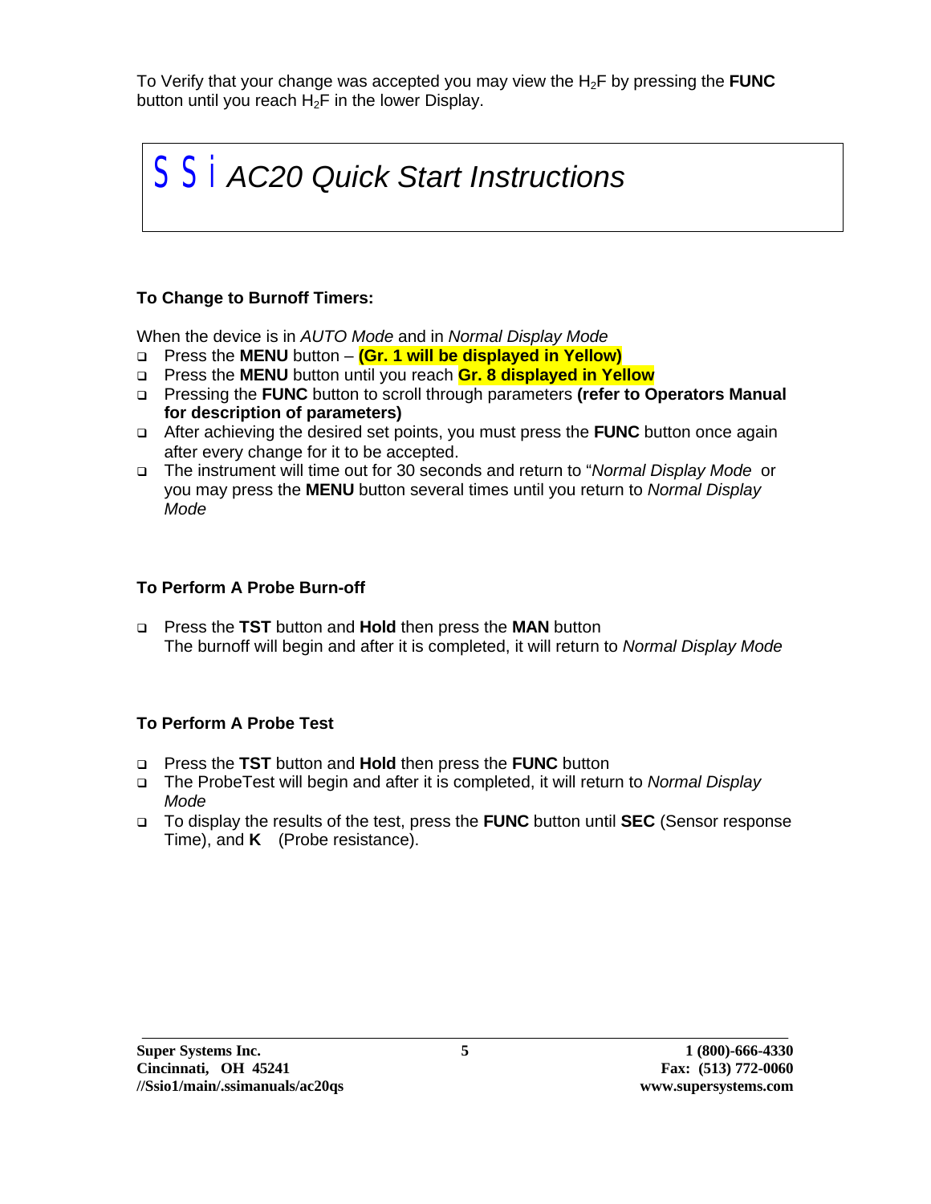To Verify that your change was accepted you may view the $H_2F$ by pressing the **FUNC** button until you reach $H_2F$ in the lower Display.

# SSi *AC20 Quick Start Instructions*

### To Change to Burnoff Timers:

When the device is in *AUTO Mode* and in *Normal Display Mode*

- Press the **MENU** button – **(Gr. 1 will be displayed in Yellow)**
- Press the **MENU** button until you reach **Gr. 8 displayed in Yellow**
- Pressing the **FUNC** button to scroll through parameters **(refer to Operators Manual for description of parameters)**
- After achieving the desired set points, you must press the **FUNC** button once again after every change for it to be accepted.
- The instrument will time out for 30 seconds and return to "*Normal Display Mode* or you may press the **MENU** button several times until you return to *Normal Display Mode*

### To Perform A Probe Burn-off

- Press the **TST** button and **Hold** then press the **MAN** button
  The burnoff will begin and after it is completed, it will return to *Normal Display Mode*

### To Perform A Probe Test

- Press the **TST** button and **Hold** then press the **FUNC** button
- The ProbeTest will begin and after it is completed, it will return to *Normal Display Mode*
- To display the results of the test, press the **FUNC** button until **SEC** (Sensor response Time), and **K** (Probe resistance).

**Super Systems Inc.**
**Cincinnati, OH 45241**
**//Ssio1/main/.ssimanuals/ac20qs**

**1 (800)-666-4330**
**Fax: (513) 772-0060**
**www.supersystems.com**